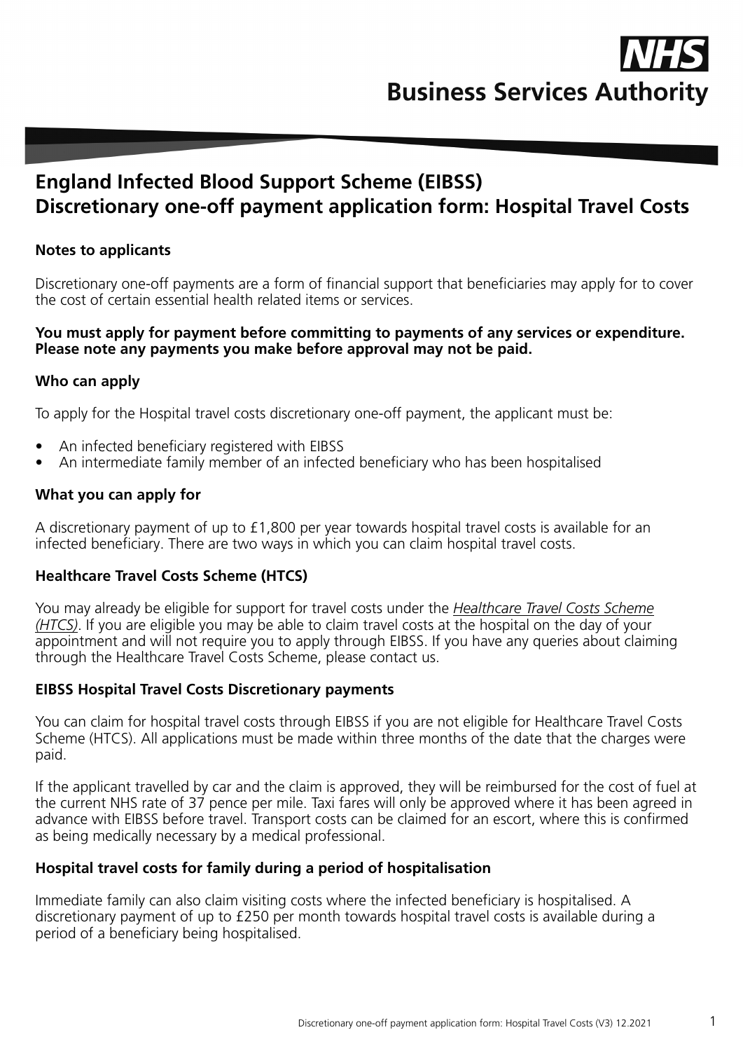# NHS Business Services Authority

## England Infected Blood Support Scheme (EIBSS) Discretionary one-off payment application form: Hospital Travel Costs

### Notes to applicants

Discretionary one-off payments are a form of financial support that beneficiaries may apply for to cover the cost of certain essential health related items or services.

**You must apply for payment before committing to payments of any services or expenditure. Please note any payments you make before approval may not be paid.**

### Who can apply

To apply for the Hospital travel costs discretionary one-off payment, the applicant must be:

- An infected beneficiary registered with EIBSS
- An intermediate family member of an infected beneficiary who has been hospitalised

### What you can apply for

A discretionary payment of up to £1,800 per year towards hospital travel costs is available for an infected beneficiary. There are two ways in which you can claim hospital travel costs.

### Healthcare Travel Costs Scheme (HTCS)

You may already be eligible for support for travel costs under the *Healthcare Travel Costs Scheme (HTCS)*. If you are eligible you may be able to claim travel costs at the hospital on the day of your appointment and will not require you to apply through EIBSS. If you have any queries about claiming through the Healthcare Travel Costs Scheme, please contact us.

### EIBSS Hospital Travel Costs Discretionary payments

You can claim for hospital travel costs through EIBSS if you are not eligible for Healthcare Travel Costs Scheme (HTCS). All applications must be made within three months of the date that the charges were paid.

If the applicant travelled by car and the claim is approved, they will be reimbursed for the cost of fuel at the current NHS rate of 37 pence per mile. Taxi fares will only be approved where it has been agreed in advance with EIBSS before travel. Transport costs can be claimed for an escort, where this is confirmed as being medically necessary by a medical professional.

### Hospital travel costs for family during a period of hospitalisation

Immediate family can also claim visiting costs where the infected beneficiary is hospitalised. A discretionary payment of up to £250 per month towards hospital travel costs is available during a period of a beneficiary being hospitalised.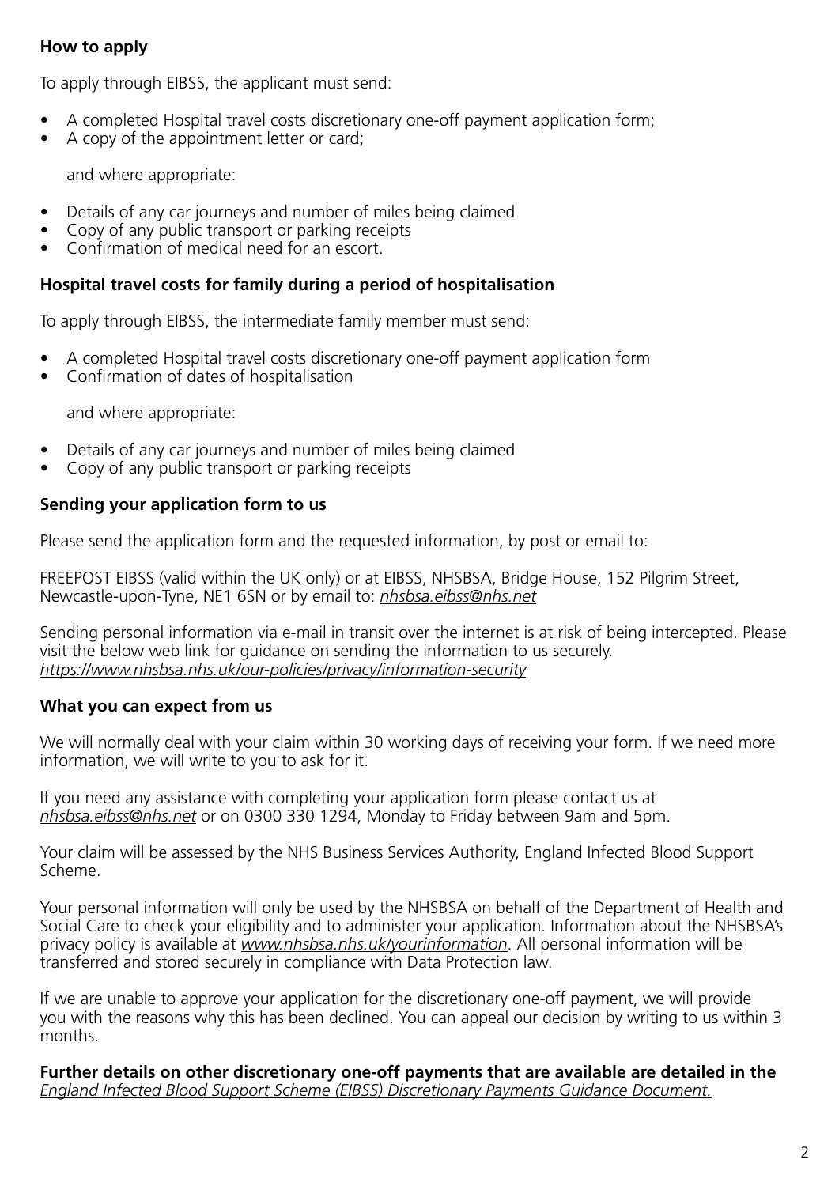### How to apply

To apply through EIBSS, the applicant must send:

- A completed Hospital travel costs discretionary one-off payment application form;
- A copy of the appointment letter or card;

  and where appropriate:

- Details of any car journeys and number of miles being claimed
- Copy of any public transport or parking receipts
- Confirmation of medical need for an escort.

### Hospital travel costs for family during a period of hospitalisation

To apply through EIBSS, the intermediate family member must send:

- A completed Hospital travel costs discretionary one-off payment application form
- Confirmation of dates of hospitalisation

  and where appropriate:

- Details of any car journeys and number of miles being claimed
- Copy of any public transport or parking receipts

### Sending your application form to us

Please send the application form and the requested information, by post or email to:

FREEPOST EIBSS (valid within the UK only) or at EIBSS, NHSBSA, Bridge House, 152 Pilgrim Street, Newcastle-upon-Tyne, NE1 6SN or by email to: *nhsbsa.eibss@nhs.net*

Sending personal information via e-mail in transit over the internet is at risk of being intercepted. Please visit the below web link for guidance on sending the information to us securely. *https://www.nhsbsa.nhs.uk/our-policies/privacy/information-security*

### What you can expect from us

We will normally deal with your claim within 30 working days of receiving your form. If we need more information, we will write to you to ask for it.

If you need any assistance with completing your application form please contact us at *nhsbsa.eibss@nhs.net* or on 0300 330 1294, Monday to Friday between 9am and 5pm.

Your claim will be assessed by the NHS Business Services Authority, England Infected Blood Support Scheme.

Your personal information will only be used by the NHSBSA on behalf of the Department of Health and Social Care to check your eligibility and to administer your application. Information about the NHSBSA's privacy policy is available at *www.nhsbsa.nhs.uk/yourinformation*. All personal information will be transferred and stored securely in compliance with Data Protection law.

If we are unable to approve your application for the discretionary one-off payment, we will provide you with the reasons why this has been declined. You can appeal our decision by writing to us within 3 months.

**Further details on other discretionary one-off payments that are available are detailed in the** *England Infected Blood Support Scheme (EIBSS) Discretionary Payments Guidance Document.*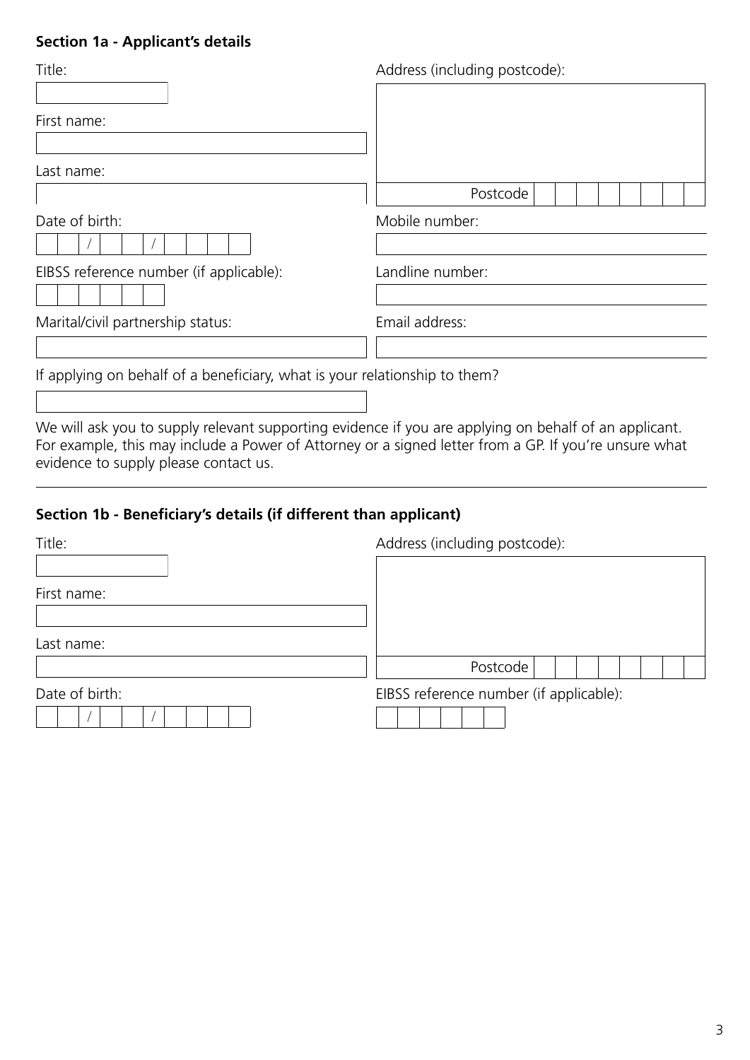## Section 1a - Applicant's details

Title:

First name:

Last name:

Date of birth:

/ /

EIBSS reference number (if applicable):

Marital/civil partnership status:

Address (including postcode):

Postcode

Mobile number:

Landline number:

Email address:

If applying on behalf of a beneficiary, what is your relationship to them?

We will ask you to supply relevant supporting evidence if you are applying on behalf of an applicant. For example, this may include a Power of Attorney or a signed letter from a GP. If you're unsure what evidence to supply please contact us.

## Section 1b - Beneficiary's details (if different than applicant)

Title:

First name:

Last name:

Date of birth:

/ /

Address (including postcode):

Postcode

EIBSS reference number (if applicable):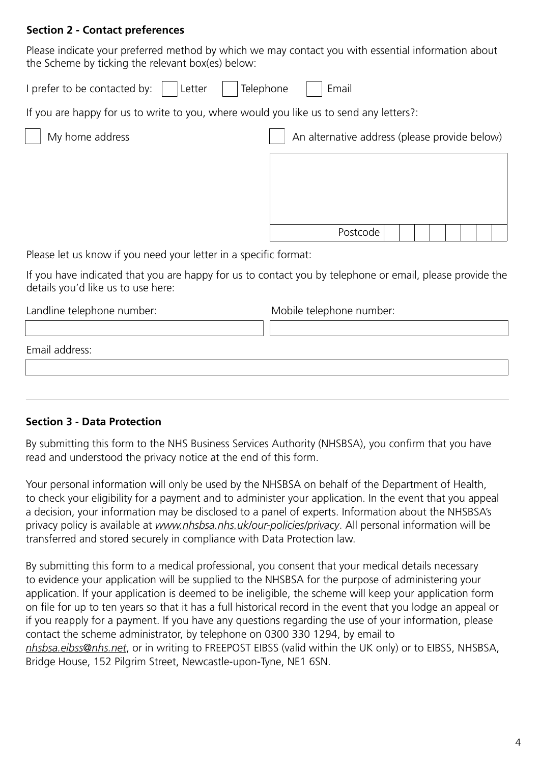## Section 2 - Contact preferences

Please indicate your preferred method by which we may contact you with essential information about the Scheme by ticking the relevant box(es) below:

I prefer to be contacted by: ☐ Letter ☐ Telephone ☐ Email

If you are happy for us to write to you, where would you like us to send any letters?:

☐ My home address

☐ An alternative address (please provide below)

Postcode

Please let us know if you need your letter in a specific format:

If you have indicated that you are happy for us to contact you by telephone or email, please provide the details you'd like us to use here:

Landline telephone number:

Mobile telephone number:

Email address:

---

## Section 3 - Data Protection

By submitting this form to the NHS Business Services Authority (NHSBSA), you confirm that you have read and understood the privacy notice at the end of this form.

Your personal information will only be used by the NHSBSA on behalf of the Department of Health, to check your eligibility for a payment and to administer your application. In the event that you appeal a decision, your information may be disclosed to a panel of experts. Information about the NHSBSA's privacy policy is available at *www.nhsbsa.nhs.uk/our-policies/privacy*. All personal information will be transferred and stored securely in compliance with Data Protection law.

By submitting this form to a medical professional, you consent that your medical details necessary to evidence your application will be supplied to the NHSBSA for the purpose of administering your application. If your application is deemed to be ineligible, the scheme will keep your application form on file for up to ten years so that it has a full historical record in the event that you lodge an appeal or if you reapply for a payment. If you have any questions regarding the use of your information, please contact the scheme administrator, by telephone on 0300 330 1294, by email to *nhsbsa.eibss@nhs.net*, or in writing to FREEPOST EIBSS (valid within the UK only) or to EIBSS, NHSBSA, Bridge House, 152 Pilgrim Street, Newcastle-upon-Tyne, NE1 6SN.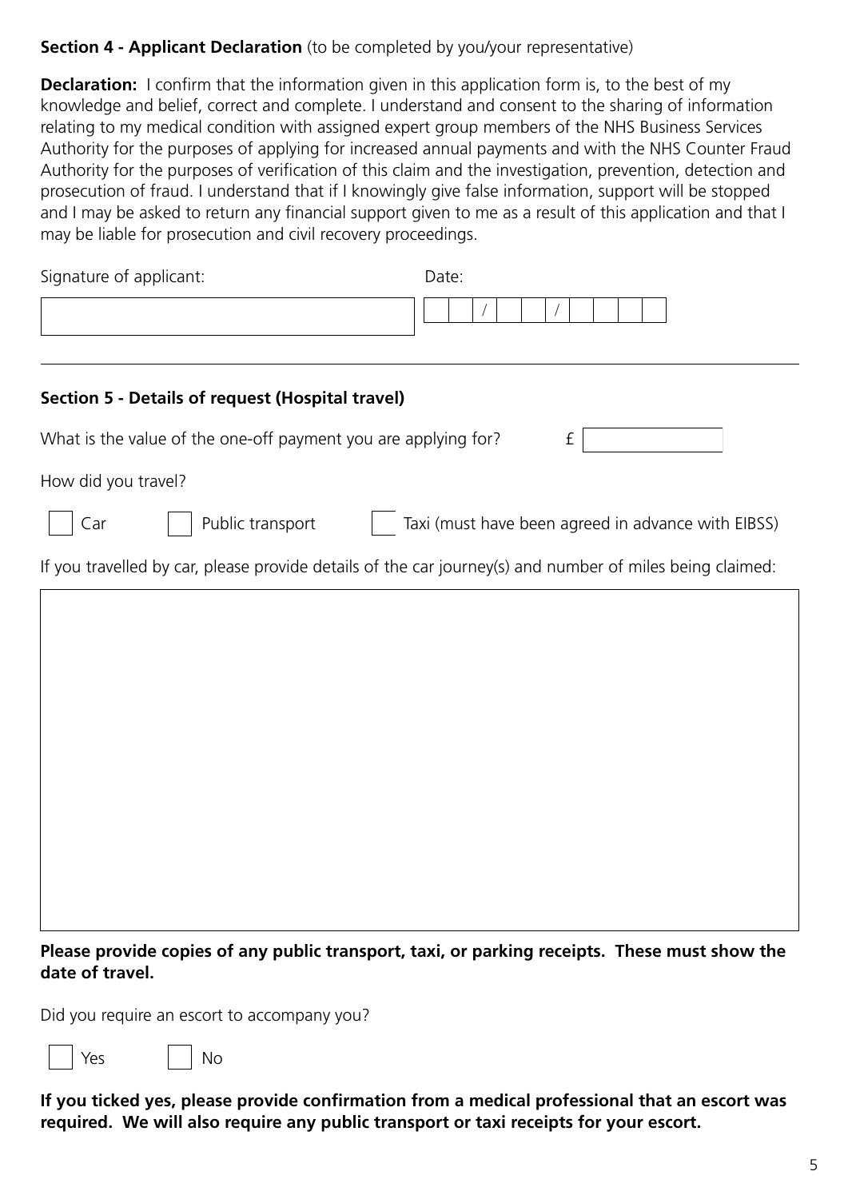**Section 4 - Applicant Declaration** (to be completed by you/your representative)

**Declaration:** I confirm that the information given in this application form is, to the best of my knowledge and belief, correct and complete. I understand and consent to the sharing of information relating to my medical condition with assigned expert group members of the NHS Business Services Authority for the purposes of applying for increased annual payments and with the NHS Counter Fraud Authority for the purposes of verification of this claim and the investigation, prevention, detection and prosecution of fraud. I understand that if I knowingly give false information, support will be stopped and I may be asked to return any financial support given to me as a result of this application and that I may be liable for prosecution and civil recovery proceedings.

Signature of applicant: ______________________

Date: __ __ / __ __ / __ __ __ __

---

**Section 5 - Details of request (Hospital travel)**

What is the value of the one-off payment you are applying for? £ __________

How did you travel?

☐ Car ☐ Public transport ☐ Taxi (must have been agreed in advance with EIBSS)

If you travelled by car, please provide details of the car journey(s) and number of miles being claimed:

______________________

**Please provide copies of any public transport, taxi, or parking receipts. These must show the date of travel.**

Did you require an escort to accompany you?

☐ Yes ☐ No

**If you ticked yes, please provide confirmation from a medical professional that an escort was required. We will also require any public transport or taxi receipts for your escort.**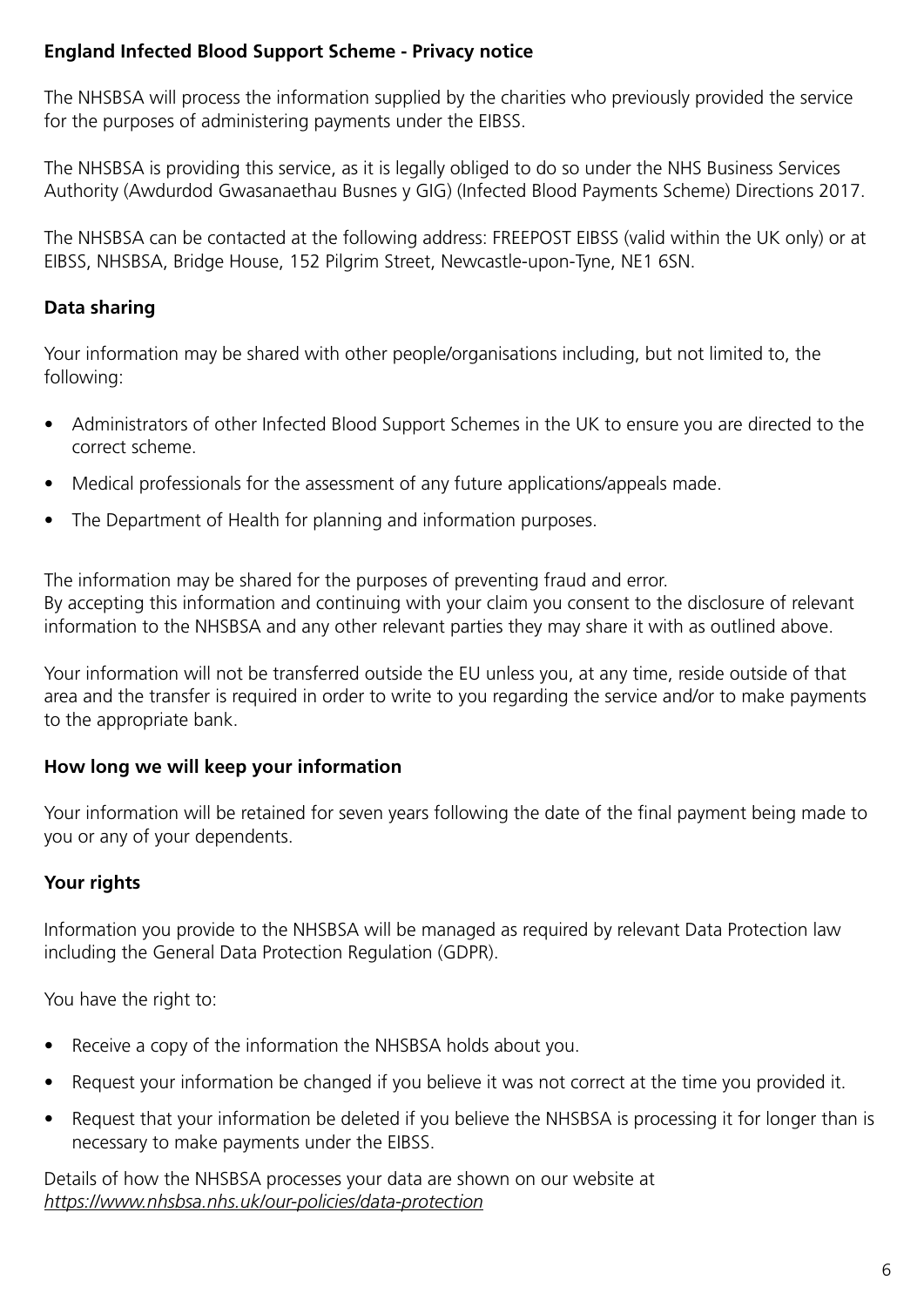## England Infected Blood Support Scheme - Privacy notice

The NHSBSA will process the information supplied by the charities who previously provided the service for the purposes of administering payments under the EIBSS.

The NHSBSA is providing this service, as it is legally obliged to do so under the NHS Business Services Authority (Awdurdod Gwasanaethau Busnes y GIG) (Infected Blood Payments Scheme) Directions 2017.

The NHSBSA can be contacted at the following address: FREEPOST EIBSS (valid within the UK only) or at EIBSS, NHSBSA, Bridge House, 152 Pilgrim Street, Newcastle-upon-Tyne, NE1 6SN.

### Data sharing

Your information may be shared with other people/organisations including, but not limited to, the following:

- Administrators of other Infected Blood Support Schemes in the UK to ensure you are directed to the correct scheme.
- Medical professionals for the assessment of any future applications/appeals made.
- The Department of Health for planning and information purposes.

The information may be shared for the purposes of preventing fraud and error.
By accepting this information and continuing with your claim you consent to the disclosure of relevant information to the NHSBSA and any other relevant parties they may share it with as outlined above.

Your information will not be transferred outside the EU unless you, at any time, reside outside of that area and the transfer is required in order to write to you regarding the service and/or to make payments to the appropriate bank.

### How long we will keep your information

Your information will be retained for seven years following the date of the final payment being made to you or any of your dependents.

### Your rights

Information you provide to the NHSBSA will be managed as required by relevant Data Protection law including the General Data Protection Regulation (GDPR).

You have the right to:

- Receive a copy of the information the NHSBSA holds about you.
- Request your information be changed if you believe it was not correct at the time you provided it.
- Request that your information be deleted if you believe the NHSBSA is processing it for longer than is necessary to make payments under the EIBSS.

Details of how the NHSBSA processes your data are shown on our website at
*https://www.nhsbsa.nhs.uk/our-policies/data-protection*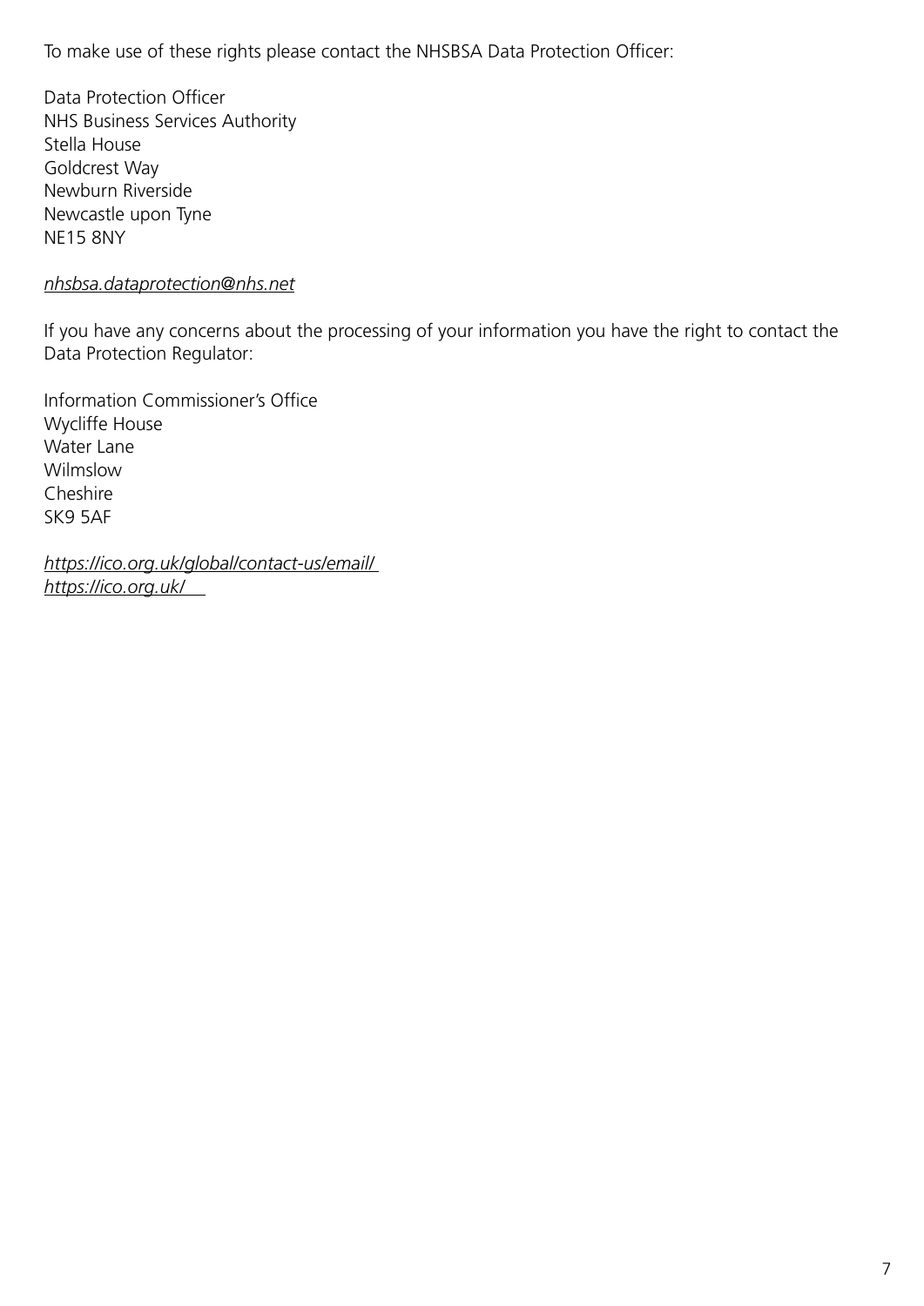To make use of these rights please contact the NHSBSA Data Protection Officer:

Data Protection Officer
NHS Business Services Authority
Stella House
Goldcrest Way
Newburn Riverside
Newcastle upon Tyne
NE15 8NY

*nhsbsa.dataprotection@nhs.net*

If you have any concerns about the processing of your information you have the right to contact the Data Protection Regulator:

Information Commissioner's Office
Wycliffe House
Water Lane
Wilmslow
Cheshire
SK9 5AF

*https://ico.org.uk/global/contact-us/email/*
*https://ico.org.uk/*